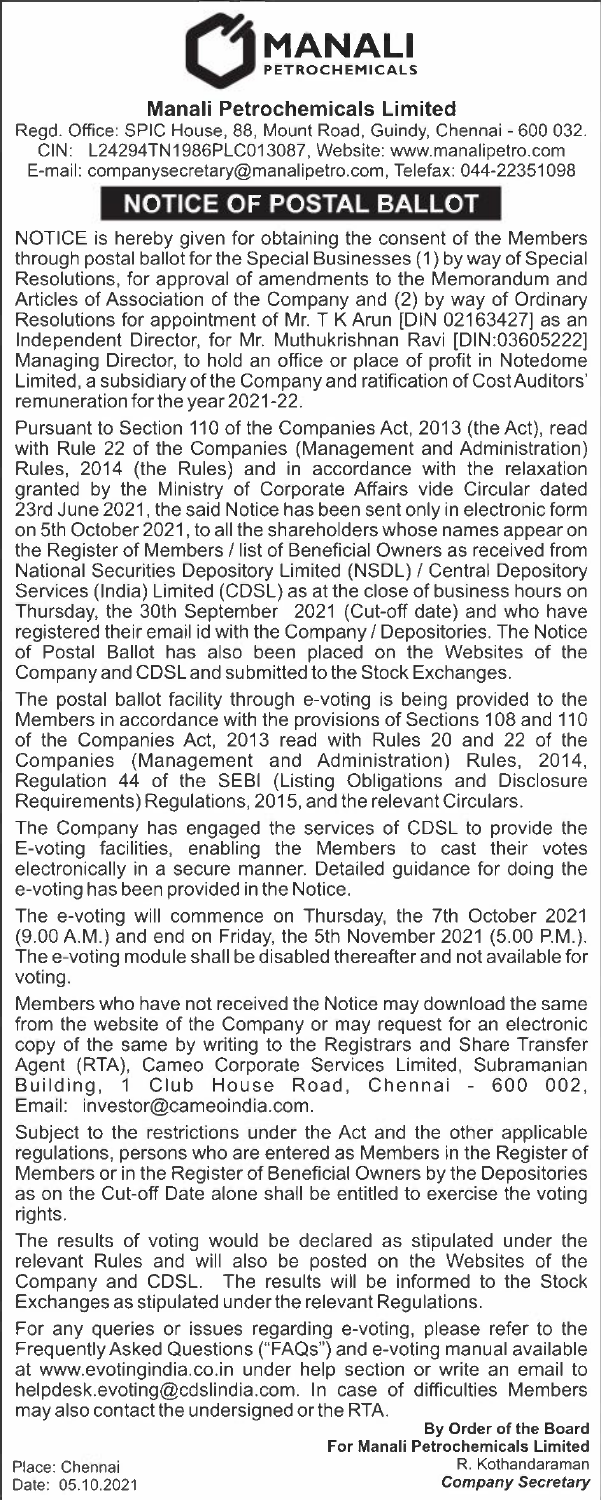MANALI
PETROCHEMICALS

## Manali Petrochemicals Limited

Regd. Office: SPIC House, 88, Mount Road, Guindy, Chennai - 600 032.
CIN: L24294TN1986PLC013087, Website: www.manalipetro.com
E-mail: companysecretary@manalipetro.com, Telefax: 044-22351098

# NOTICE OF POSTAL BALLOT

NOTICE is hereby given for obtaining the consent of the Members through postal ballot for the Special Businesses (1) by way of Special Resolutions, for approval of amendments to the Memorandum and Articles of Association of the Company and (2) by way of Ordinary Resolutions for appointment of Mr. T K Arun [DIN 02163427] as an Independent Director, for Mr. Muthukrishnan Ravi [DIN:03605222] Managing Director, to hold an office or place of profit in Notedome Limited, a subsidiary of the Company and ratification of Cost Auditors' remuneration for the year 2021-22.

Pursuant to Section 110 of the Companies Act, 2013 (the Act), read with Rule 22 of the Companies (Management and Administration) Rules, 2014 (the Rules) and in accordance with the relaxation granted by the Ministry of Corporate Affairs vide Circular dated 23rd June 2021, the said Notice has been sent only in electronic form on 5th October 2021, to all the shareholders whose names appear on the Register of Members / list of Beneficial Owners as received from National Securities Depository Limited (NSDL) / Central Depository Services (India) Limited (CDSL) as at the close of business hours on Thursday, the 30th September 2021 (Cut-off date) and who have registered their email id with the Company / Depositories. The Notice of Postal Ballot has also been placed on the Websites of the Company and CDSL and submitted to the Stock Exchanges.

The postal ballot facility through e-voting is being provided to the Members in accordance with the provisions of Sections 108 and 110 of the Companies Act, 2013 read with Rules 20 and 22 of the Companies (Management and Administration) Rules, 2014, Regulation 44 of the SEBI (Listing Obligations and Disclosure Requirements) Regulations, 2015, and the relevant Circulars.

The Company has engaged the services of CDSL to provide the E-voting facilities, enabling the Members to cast their votes electronically in a secure manner. Detailed guidance for doing the e-voting has been provided in the Notice.

The e-voting will commence on Thursday, the 7th October 2021 (9.00 A.M.) and end on Friday, the 5th November 2021 (5.00 P.M.). The e-voting module shall be disabled thereafter and not available for voting.

Members who have not received the Notice may download the same from the website of the Company or may request for an electronic copy of the same by writing to the Registrars and Share Transfer Agent (RTA), Cameo Corporate Services Limited, Subramanian Building, 1 Club House Road, Chennai - 600 002, Email: investor@cameoindia.com.

Subject to the restrictions under the Act and the other applicable regulations, persons who are entered as Members in the Register of Members or in the Register of Beneficial Owners by the Depositories as on the Cut-off Date alone shall be entitled to exercise the voting rights.

The results of voting would be declared as stipulated under the relevant Rules and will also be posted on the Websites of the Company and CDSL. The results will be informed to the Stock Exchanges as stipulated under the relevant Regulations.

For any queries or issues regarding e-voting, please refer to the Frequently Asked Questions ("FAQs") and e-voting manual available at www.evotingindia.co.in under help section or write an email to helpdesk.evoting@cdslindia.com. In case of difficulties Members may also contact the undersigned or the RTA.

Place: Chennai
Date: 05.10.2021

**By Order of the Board**
**For Manali Petrochemicals Limited**
R. Kothandaraman
*Company Secretary*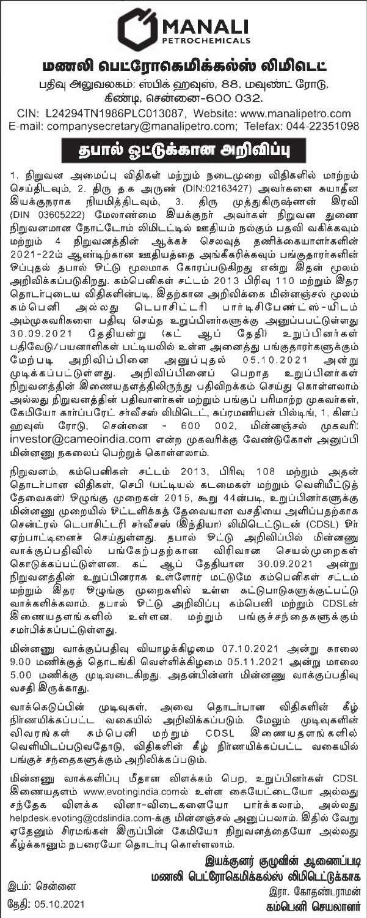**MANALI**
PETROCHEMICALS

# மணலி பெட்ரோகெமிக்கல்ஸ் லிமிடெட்

பதிவு அலுவலகம்: ஸ்பிக் ஹவுஸ், 88, மவுண்ட் ரோடு, கிண்டி, சென்னை-600 032.

CIN: L24294TN1986PLC013087, Website: www.manalipetro.com
E-mail: companysecretary@manalipetro.com; Telefax: 044-22351098

## தபால் ஓட்டுக்கான அறிவிப்பு

1. நிறுவன அமைப்பு விதிகள் மற்றும் நடைமுறை விதிகளில் மாற்றம் செய்திடவும், 2. திரு த.க அருண் (DIN:02163427) அவர்களை சுயாதீன இயக்குநராக நியமித்திடவும், 3. திரு முத்துகிருஷ்ணன் இரவி (DIN 03605222) மேலாண்மை இயக்குநர் அவர்கள் நிறுவன துணை நிறுவனமான நோட்டோம் லிமிட்டெடில் ஊதியம் நல்கும் பதவி வகிக்கவும் மற்றும் 4 நிறுவனத்தின் ஆக்கச் செலவுத் தணிக்கையாளர்களின் 2021-22ம் ஆண்டிற்கான ஊதியத்தை அங்கீகரிக்கவும் பங்குதாரர்களின் ஒப்புதல் தபால் ஓட்டு மூலமாக கோரப்படுகிறது என்று இதன் மூலம் அறிவிக்கப்படுகிறது. கம்பெனிகள் சட்டம் 2013 பிரிவு 110 மற்றும் இதர தொடர்புடைய விதிகளின்படி, இதற்கான அறிவிக்கை மின்னஞ்சல் மூலம் கம்பெனி அல்லது டெபாசிட்டரி பார்டிசிபேண்ட்ஸ்-யிடம் அம்முகவரிகளை பதிவு செய்த உறுப்பினர்களுக்கு அனுப்பப்பட்டுள்ளது 30.09.2021 தேதியன்று (கட் ஆப் தேதி) உறுப்பினர்கள் பதிவேடு/பயனாளிகள் பட்டியலில் உள்ள அனைத்து பங்குதாரர்களுக்கும் மேற்படி அறிவிப்பினை அனுப்புதல் 05.10.2021 அன்று முடிக்கப்பட்டுள்ளது. அறிவிப்பினைப் பெறாத உறுப்பினர்கள் நிறுவனத்தின் இணையதளத்திலிருந்து பதிவிறக்கம் செய்து கொள்ளலாம் அல்லது நிறுவனத்தின் பதிவாளர்கள் மற்றும் பங்குப் பரிமாற்ற முகவர்கள், கேமியோ கார்ப்பரேட் சர்வீசஸ் லிமிடெட், சுப்ரமணியன் பில்டிங், 1, கிளப் ஹவுஸ் ரோடு, சென்னை - 600 002, மின்னஞ்சல் முகவரி: investor@cameoindia.com என்ற முகவரிக்கு வேண்டுகோள் அனுப்பி மின்னணு நகலைப் பெற்றுக் கொள்ளலாம்.

நிறுவனம், கம்பெனிகள் சட்டம் 2013, பிரிவு 108 மற்றும் அதன் தொடர்பான விதிகள், செபி (பட்டியல் கடமைகள் மற்றும் வெளியீட்டுத் தேவைகள்) ஒழுங்கு முறைகள் 2015, கூறு 44ன்படி, உறுப்பினர்களுக்கு மின்னணு முறையில் ஓட்டளிக்கத் தேவையான வசதியை அளிப்பதற்காக சென்ட்ரல் டெபாசிட்டரி சர்வீசஸ் (இந்தியா) லிமிடெட்டுடன் (CDSL) ஓர் ஏற்பாட்டினைச் செய்துள்ளது. தபால் ஓட்டு அறிவிப்பில் மின்னணு வாக்குப்பதிவில் பங்கேற்பதற்கான விரிவான செயல்முறைகள் கொடுக்கப்பட்டுள்ளன. கட் ஆப் தேதியான 30.09.2021 அன்று நிறுவனத்தின் உறுப்பினராக உள்ளோர் மட்டுமே கம்பெனிகள் சட்டம் மற்றும் இதர ஒழுங்கு முறைகளில் உள்ள கட்டுப்பாடுகளுக்குட்பட்டு வாக்களிக்கலாம். தபால் ஓட்டு அறிவிப்பு கம்பெனி மற்றும் CDSLன் இணையதளங்களில் உள்ளன. மற்றும் பங்குச்சந்தைகளுக்கும் சமர்ப்பிக்கப்பட்டுள்ளது.

மின்னணு வாக்குப்பதிவு வியாழக்கிழமை 07.10.2021 அன்று காலை 9.00 மணிக்குத் தொடங்கி வெள்ளிக்கிழமை 05.11.2021 அன்று மாலை 5.00 மணிக்கு முடிவடைகிறது. அதன்பின்னர் மின்னணு வாக்குப்பதிவு வசதி இருக்காது.

வாக்கெடுப்பின் முடிவுகள், அவை தொடர்பான விதிகளின் கீழ் நிர்ணயிக்கப்பட்ட வகையில் அறிவிக்கப்படும். மேலும் முடிவுகளின் விவரங்கள் கம்பெனி மற்றும் CDSL இணையதளங்களில் வெளியிடப்படுவதோடு, விதிகளின் கீழ் நிர்ணயிக்கப்பட்ட வகையில் பங்குச் சந்தைகளுக்கும் அறிவிக்கப்படும்.

மின்னணு வாக்களிப்பு மீதான விளக்கம் பெற, உறுப்பினர்கள் CDSL இணையதளம் www.evotingindia.comல் உள்ள கையேட்டையோ அல்லது சந்தேக விளக்க வினா-விடைகளையோ பார்க்கலாம், அல்லது helpdesk.evoting@cdslindia.com-க்கு மின்னஞ்சல் அனுப்பலாம். இதில் வேறு ஏதேனும் சிரமங்கள் இருப்பின் கேமியோ நிறுவனத்தையோ அல்லது கீழ்க்காணும் நபரையோ தொடர்பு கொள்ளலாம்.

**இயக்குனர் குழுவின் ஆணைப்படி**
**மணலி பெட்ரோகெமிக்கல்ஸ் லிமிடெட்டுக்காக**
இரா. கோதண்டராமன்
**கம்பெனி செயலாளர்**

இடம்: சென்னை
தேதி: 05.10.2021